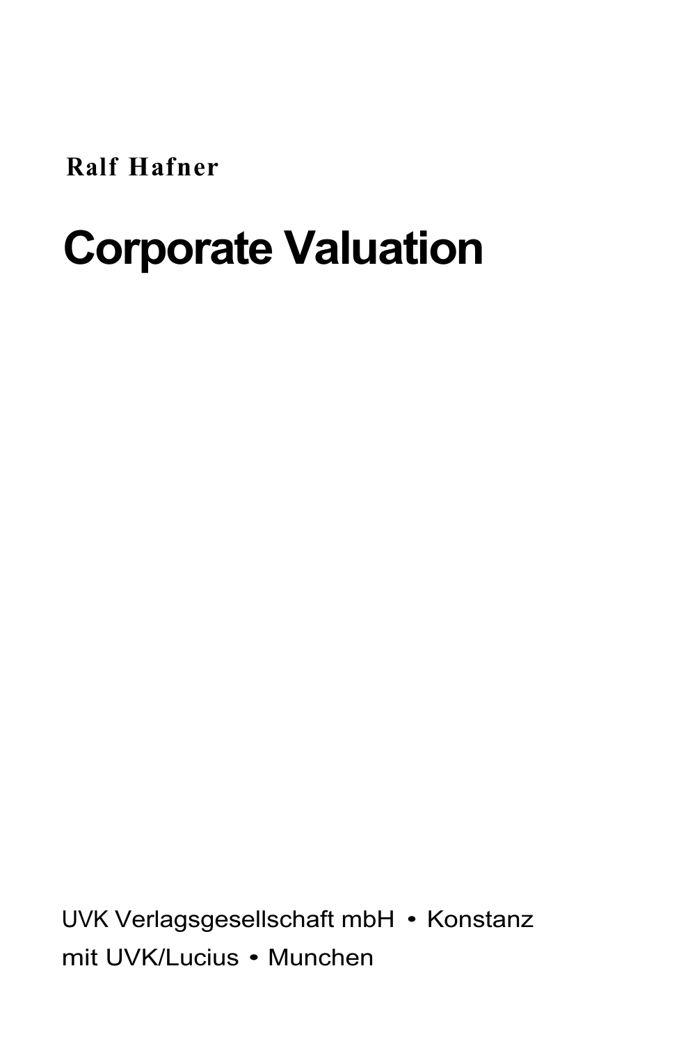**Ralf Hafner**

# Corporate Valuation

UVK Verlagsgesellschaft mbH • Konstanz
mit UVK/Lucius • Munchen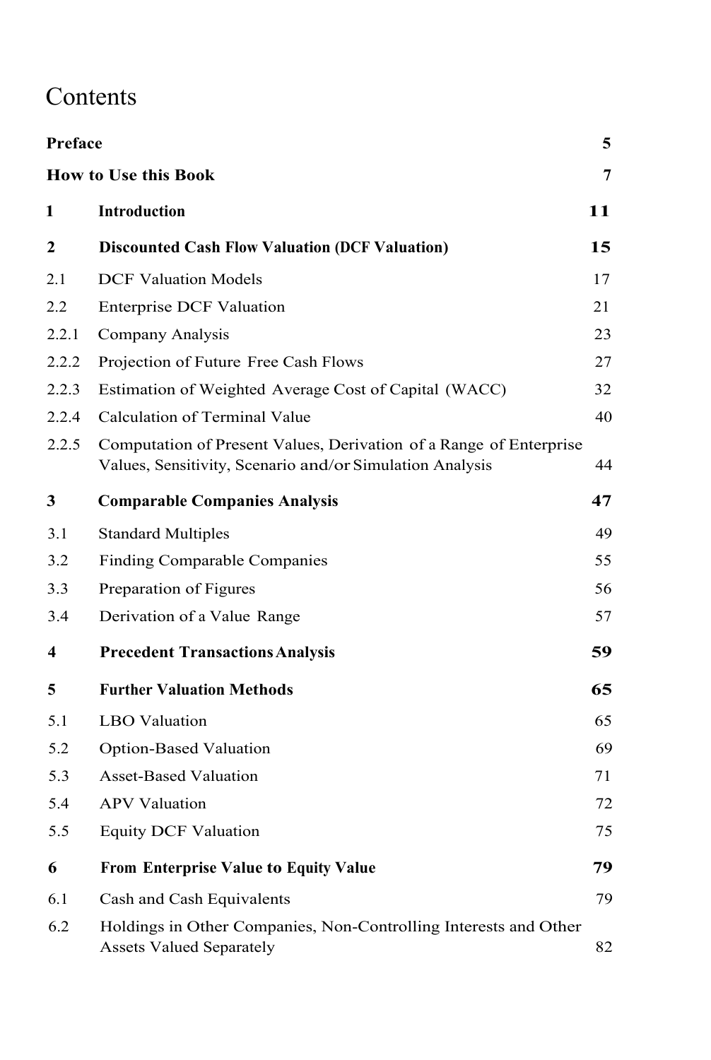# Contents

| | | |
|---|---|---|
| **Preface** | | **5** |
| **How to Use this Book** | | **7** |
| **1** | **Introduction** | **11** |
| **2** | **Discounted Cash Flow Valuation (DCF Valuation)** | **15** |
| 2.1 | DCF Valuation Models | 17 |
| 2.2 | Enterprise DCF Valuation | 21 |
| 2.2.1 | Company Analysis | 23 |
| 2.2.2 | Projection of Future Free Cash Flows | 27 |
| 2.2.3 | Estimation of Weighted Average Cost of Capital (WACC) | 32 |
| 2.2.4 | Calculation of Terminal Value | 40 |
| 2.2.5 | Computation of Present Values, Derivation of a Range of Enterprise Values, Sensitivity, Scenario and/or Simulation Analysis | 44 |
| **3** | **Comparable Companies Analysis** | **47** |
| 3.1 | Standard Multiples | 49 |
| 3.2 | Finding Comparable Companies | 55 |
| 3.3 | Preparation of Figures | 56 |
| 3.4 | Derivation of a Value Range | 57 |
| **4** | **Precedent Transactions Analysis** | **59** |
| **5** | **Further Valuation Methods** | **65** |
| 5.1 | LBO Valuation | 65 |
| 5.2 | Option-Based Valuation | 69 |
| 5.3 | Asset-Based Valuation | 71 |
| 5.4 | APV Valuation | 72 |
| 5.5 | Equity DCF Valuation | 75 |
| **6** | **From Enterprise Value to Equity Value** | **79** |
| 6.1 | Cash and Cash Equivalents | 79 |
| 6.2 | Holdings in Other Companies, Non-Controlling Interests and Other Assets Valued Separately | 82 |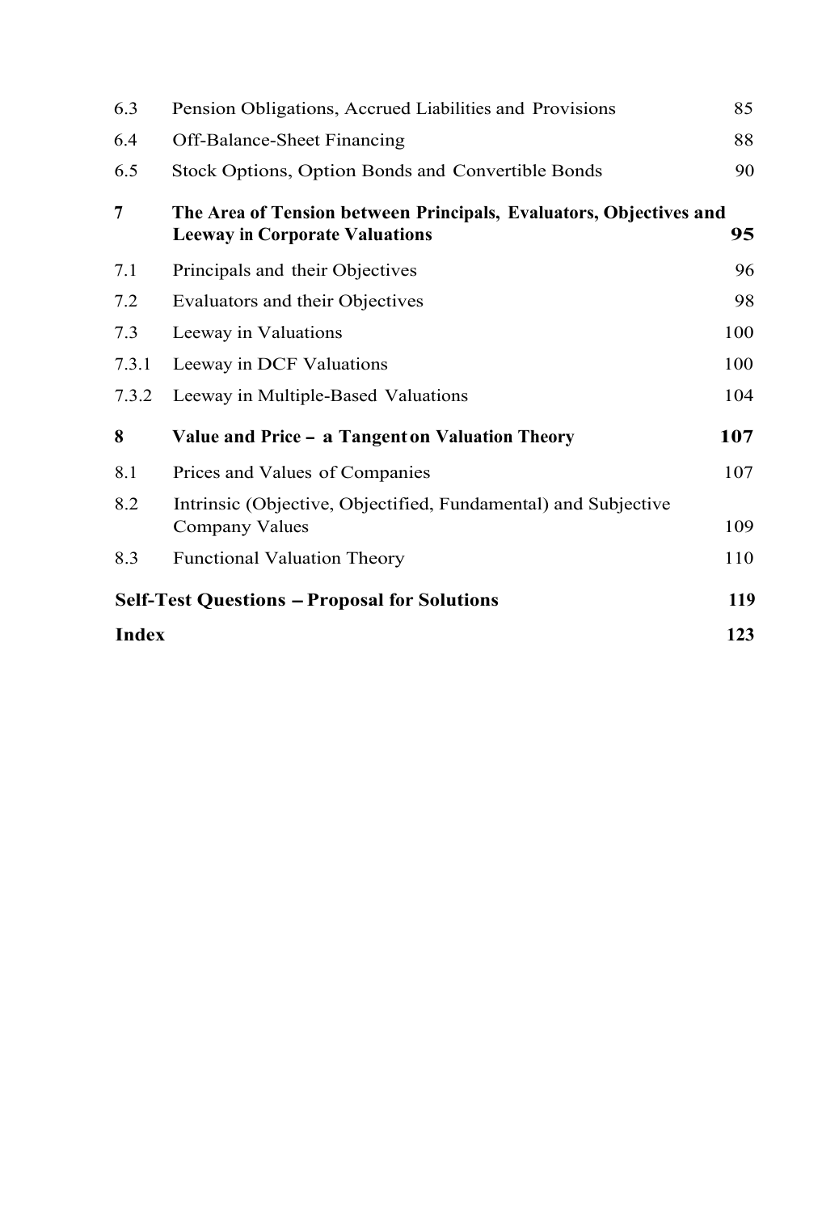| | | |
|---|---|---|
| 6.3 | Pension Obligations, Accrued Liabilities and Provisions | 85 |
| 6.4 | Off-Balance-Sheet Financing | 88 |
| 6.5 | Stock Options, Option Bonds and Convertible Bonds | 90 |
| **7** | **The Area of Tension between Principals, Evaluators, Objectives and Leeway in Corporate Valuations** | **95** |
| 7.1 | Principals and their Objectives | 96 |
| 7.2 | Evaluators and their Objectives | 98 |
| 7.3 | Leeway in Valuations | 100 |
| 7.3.1 | Leeway in DCF Valuations | 100 |
| 7.3.2 | Leeway in Multiple-Based Valuations | 104 |
| **8** | **Value and Price – a Tangent on Valuation Theory** | **107** |
| 8.1 | Prices and Values of Companies | 107 |
| 8.2 | Intrinsic (Objective, Objectified, Fundamental) and Subjective Company Values | 109 |
| 8.3 | Functional Valuation Theory | 110 |
| **Self-Test Questions – Proposal for Solutions** | | **119** |
| **Index** | | **123** |